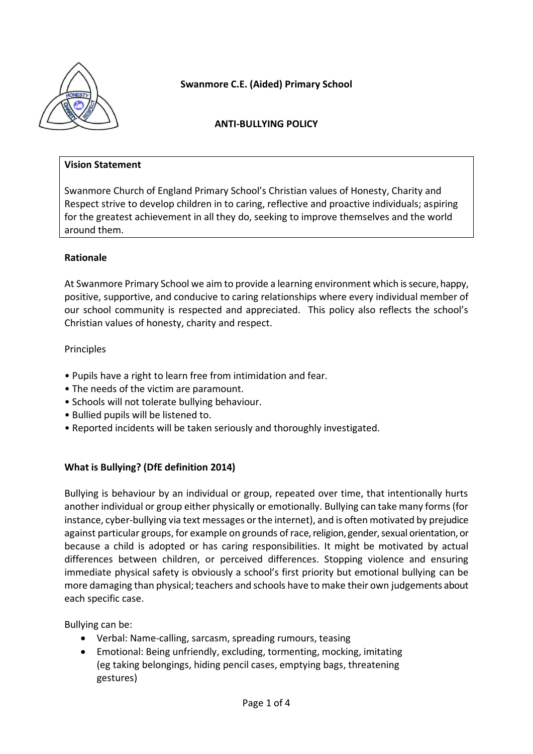**Swanmore C.E. (Aided) Primary School**

# ANTI-BULLYING POLICY

**Vision Statement**

Swanmore Church of England Primary School's Christian values of Honesty, Charity and Respect strive to develop children in to caring, reflective and proactive individuals; aspiring for the greatest achievement in all they do, seeking to improve themselves and the world around them.

## Rationale

At Swanmore Primary School we aim to provide a learning environment which is secure, happy, positive, supportive, and conducive to caring relationships where every individual member of our school community is respected and appreciated. This policy also reflects the school's Christian values of honesty, charity and respect.

Principles

- Pupils have a right to learn free from intimidation and fear.
- The needs of the victim are paramount.
- Schools will not tolerate bullying behaviour.
- Bullied pupils will be listened to.
- Reported incidents will be taken seriously and thoroughly investigated.

## What is Bullying? (DfE definition 2014)

Bullying is behaviour by an individual or group, repeated over time, that intentionally hurts another individual or group either physically or emotionally. Bullying can take many forms (for instance, cyber-bullying via text messages or the internet), and is often motivated by prejudice against particular groups, for example on grounds of race, religion, gender, sexual orientation, or because a child is adopted or has caring responsibilities. It might be motivated by actual differences between children, or perceived differences. Stopping violence and ensuring immediate physical safety is obviously a school's first priority but emotional bullying can be more damaging than physical; teachers and schools have to make their own judgements about each specific case.

Bullying can be:

- Verbal: Name-calling, sarcasm, spreading rumours, teasing
- Emotional: Being unfriendly, excluding, tormenting, mocking, imitating (eg taking belongings, hiding pencil cases, emptying bags, threatening gestures)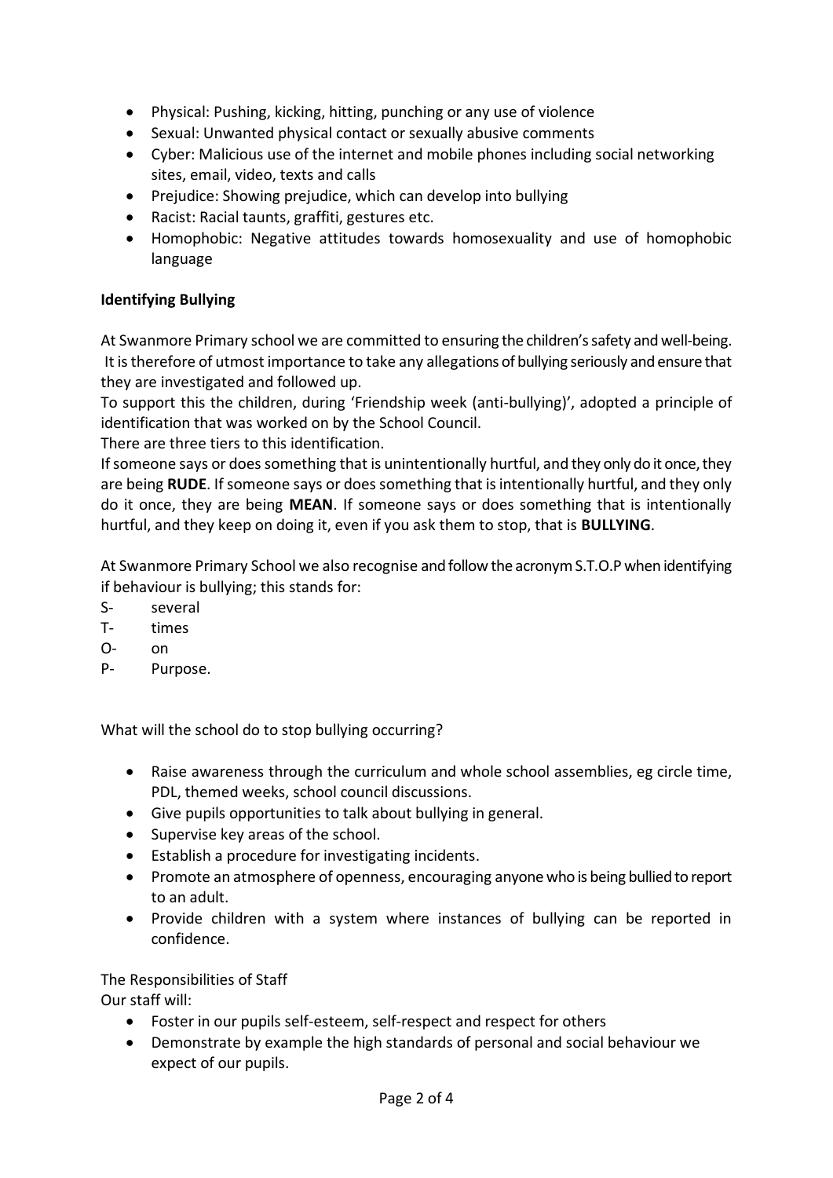- Physical: Pushing, kicking, hitting, punching or any use of violence
- Sexual: Unwanted physical contact or sexually abusive comments
- Cyber: Malicious use of the internet and mobile phones including social networking sites, email, video, texts and calls
- Prejudice: Showing prejudice, which can develop into bullying
- Racist: Racial taunts, graffiti, gestures etc.
- Homophobic: Negative attitudes towards homosexuality and use of homophobic language

**Identifying Bullying**

At Swanmore Primary school we are committed to ensuring the children's safety and well-being. It is therefore of utmost importance to take any allegations of bullying seriously and ensure that they are investigated and followed up.
To support this the children, during 'Friendship week (anti-bullying)', adopted a principle of identification that was worked on by the School Council.
There are three tiers to this identification.
If someone says or does something that is unintentionally hurtful, and they only do it once, they are being **RUDE**. If someone says or does something that is intentionally hurtful, and they only do it once, they are being **MEAN**. If someone says or does something that is intentionally hurtful, and they keep on doing it, even if you ask them to stop, that is **BULLYING**.

At Swanmore Primary School we also recognise and follow the acronym S.T.O.P when identifying if behaviour is bullying; this stands for:

S- several
T- times
O- on
P- Purpose.

What will the school do to stop bullying occurring?

- Raise awareness through the curriculum and whole school assemblies, eg circle time, PDL, themed weeks, school council discussions.
- Give pupils opportunities to talk about bullying in general.
- Supervise key areas of the school.
- Establish a procedure for investigating incidents.
- Promote an atmosphere of openness, encouraging anyone who is being bullied to report to an adult.
- Provide children with a system where instances of bullying can be reported in confidence.

The Responsibilities of Staff
Our staff will:

- Foster in our pupils self-esteem, self-respect and respect for others
- Demonstrate by example the high standards of personal and social behaviour we expect of our pupils.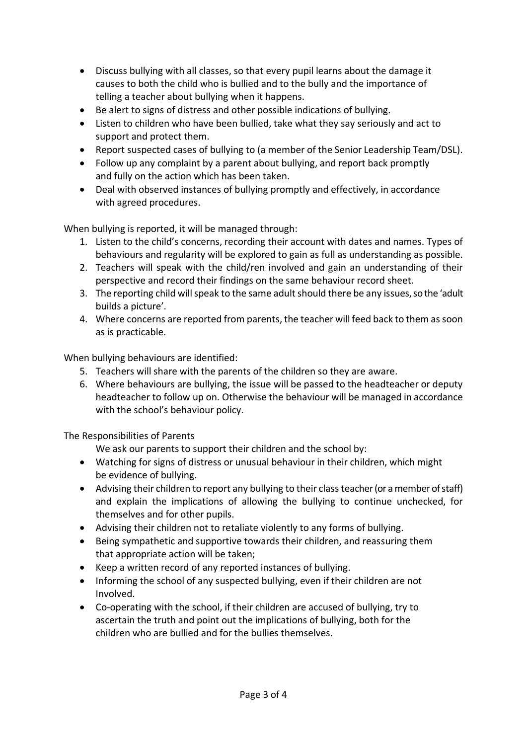- Discuss bullying with all classes, so that every pupil learns about the damage it causes to both the child who is bullied and to the bully and the importance of telling a teacher about bullying when it happens.
- Be alert to signs of distress and other possible indications of bullying.
- Listen to children who have been bullied, take what they say seriously and act to support and protect them.
- Report suspected cases of bullying to (a member of the Senior Leadership Team/DSL).
- Follow up any complaint by a parent about bullying, and report back promptly and fully on the action which has been taken.
- Deal with observed instances of bullying promptly and effectively, in accordance with agreed procedures.

When bullying is reported, it will be managed through:

1. Listen to the child's concerns, recording their account with dates and names. Types of behaviours and regularity will be explored to gain as full as understanding as possible.
2. Teachers will speak with the child/ren involved and gain an understanding of their perspective and record their findings on the same behaviour record sheet.
3. The reporting child will speak to the same adult should there be any issues, so the 'adult builds a picture'.
4. Where concerns are reported from parents, the teacher will feed back to them as soon as is practicable.

When bullying behaviours are identified:

5. Teachers will share with the parents of the children so they are aware.
6. Where behaviours are bullying, the issue will be passed to the headteacher or deputy headteacher to follow up on. Otherwise the behaviour will be managed in accordance with the school's behaviour policy.

The Responsibilities of Parents

We ask our parents to support their children and the school by:

- Watching for signs of distress or unusual behaviour in their children, which might be evidence of bullying.
- Advising their children to report any bullying to their class teacher (or a member of staff) and explain the implications of allowing the bullying to continue unchecked, for themselves and for other pupils.
- Advising their children not to retaliate violently to any forms of bullying.
- Being sympathetic and supportive towards their children, and reassuring them that appropriate action will be taken;
- Keep a written record of any reported instances of bullying.
- Informing the school of any suspected bullying, even if their children are not Involved.
- Co-operating with the school, if their children are accused of bullying, try to ascertain the truth and point out the implications of bullying, both for the children who are bullied and for the bullies themselves.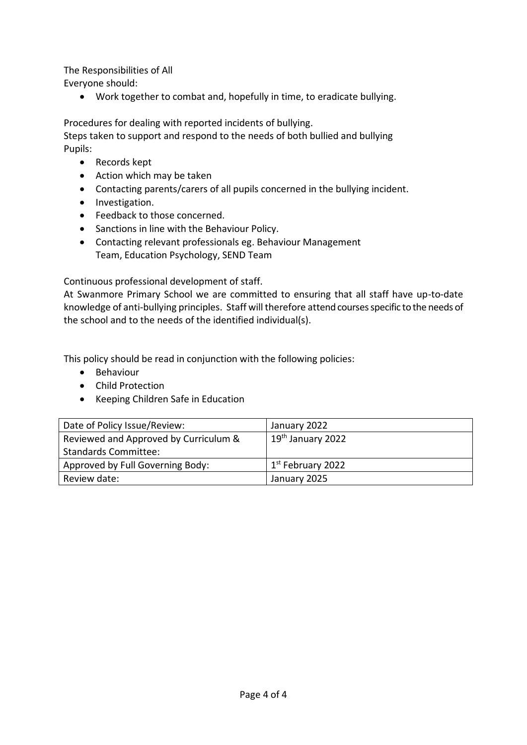The Responsibilities of All

Everyone should:

- Work together to combat and, hopefully in time, to eradicate bullying.

Procedures for dealing with reported incidents of bullying.

Steps taken to support and respond to the needs of both bullied and bullying Pupils:

- Records kept
- Action which may be taken
- Contacting parents/carers of all pupils concerned in the bullying incident.
- Investigation.
- Feedback to those concerned.
- Sanctions in line with the Behaviour Policy.
- Contacting relevant professionals eg. Behaviour Management Team, Education Psychology, SEND Team

Continuous professional development of staff.

At Swanmore Primary School we are committed to ensuring that all staff have up-to-date knowledge of anti-bullying principles. Staff will therefore attend courses specific to the needs of the school and to the needs of the identified individual(s).

This policy should be read in conjunction with the following policies:

- Behaviour
- Child Protection
- Keeping Children Safe in Education

| | |
|---|---|
| Date of Policy Issue/Review: | January 2022 |
| Reviewed and Approved by Curriculum & Standards Committee: | 19th January 2022 |
| Approved by Full Governing Body: | 1st February 2022 |
| Review date: | January 2025 |